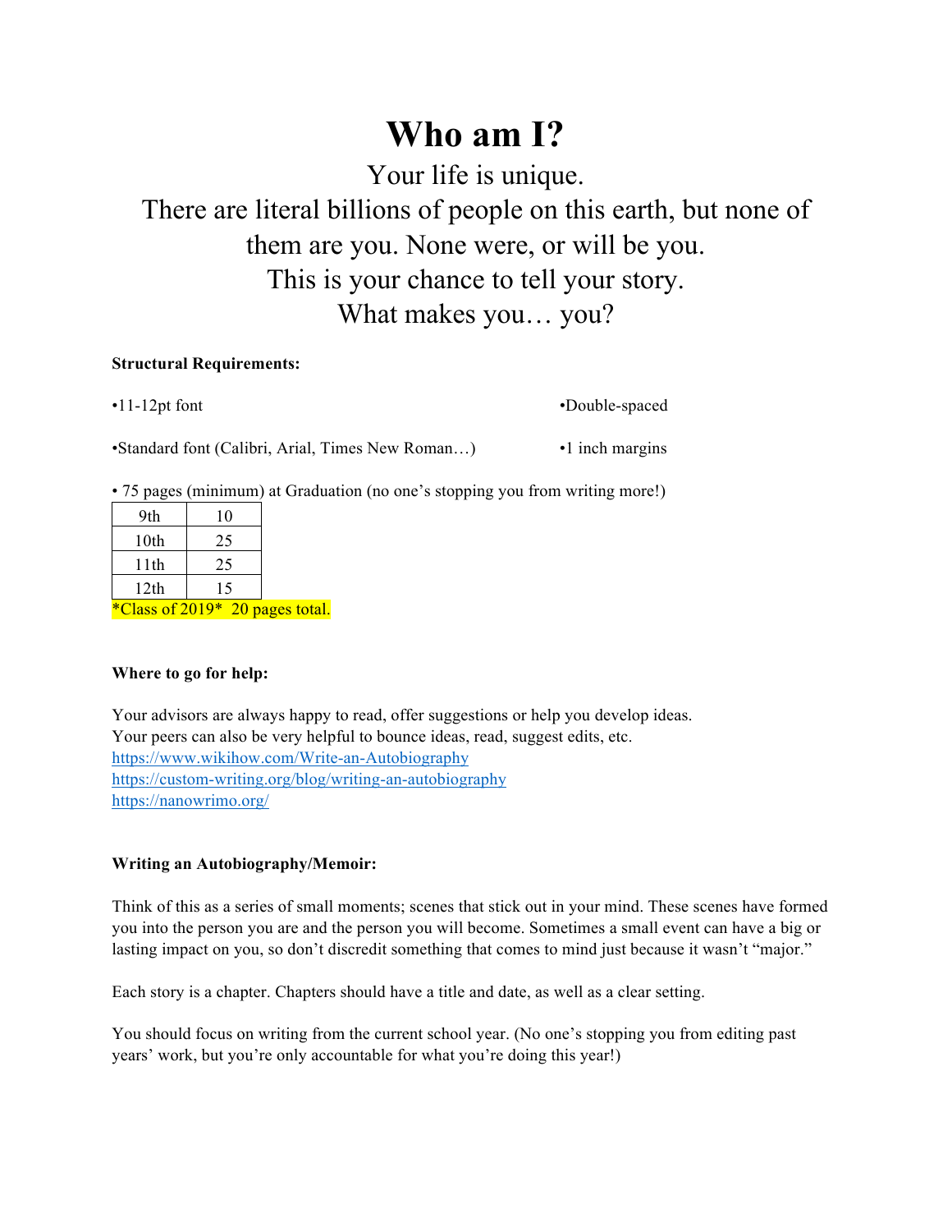# Who am I?

Your life is unique.

There are literal billions of people on this earth, but none of them are you. None were, or will be you.

This is your chance to tell your story.

What makes you… you?

**Structural Requirements:**

- •11-12pt font
- •Double-spaced
- •Standard font (Calibri, Arial, Times New Roman…)
- •1 inch margins
- • 75 pages (minimum) at Graduation (no one's stopping you from writing more!)

| 9th | 10 |
|---|---|
| 10th | 25 |
| 11th | 25 |
| 12th | 15 |

*Class of 2019*  20 pages total.

**Where to go for help:**

Your advisors are always happy to read, offer suggestions or help you develop ideas.
Your peers can also be very helpful to bounce ideas, read, suggest edits, etc.
https://www.wikihow.com/Write-an-Autobiography
https://custom-writing.org/blog/writing-an-autobiography
https://nanowrimo.org/

**Writing an Autobiography/Memoir:**

Think of this as a series of small moments; scenes that stick out in your mind. These scenes have formed you into the person you are and the person you will become. Sometimes a small event can have a big or lasting impact on you, so don't discredit something that comes to mind just because it wasn't "major."

Each story is a chapter. Chapters should have a title and date, as well as a clear setting.

You should focus on writing from the current school year. (No one's stopping you from editing past years' work, but you're only accountable for what you're doing this year!)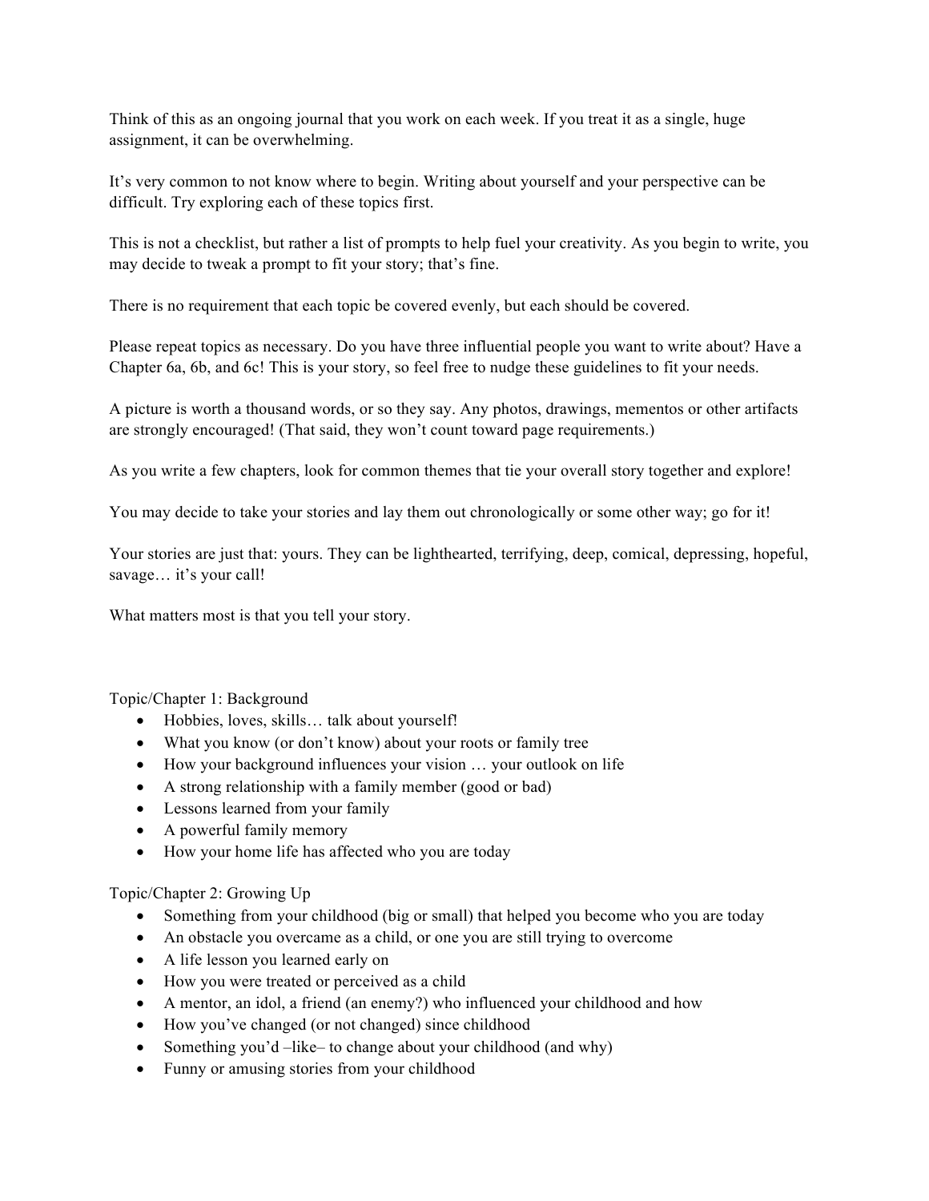Think of this as an ongoing journal that you work on each week. If you treat it as a single, huge assignment, it can be overwhelming.

It's very common to not know where to begin. Writing about yourself and your perspective can be difficult. Try exploring each of these topics first.

This is not a checklist, but rather a list of prompts to help fuel your creativity. As you begin to write, you may decide to tweak a prompt to fit your story; that's fine.

There is no requirement that each topic be covered evenly, but each should be covered.

Please repeat topics as necessary. Do you have three influential people you want to write about? Have a Chapter 6a, 6b, and 6c! This is your story, so feel free to nudge these guidelines to fit your needs.

A picture is worth a thousand words, or so they say. Any photos, drawings, mementos or other artifacts are strongly encouraged! (That said, they won't count toward page requirements.)

As you write a few chapters, look for common themes that tie your overall story together and explore!

You may decide to take your stories and lay them out chronologically or some other way; go for it!

Your stories are just that: yours. They can be lighthearted, terrifying, deep, comical, depressing, hopeful, savage… it's your call!

What matters most is that you tell your story.

Topic/Chapter 1: Background

- Hobbies, loves, skills… talk about yourself!
- What you know (or don't know) about your roots or family tree
- How your background influences your vision … your outlook on life
- A strong relationship with a family member (good or bad)
- Lessons learned from your family
- A powerful family memory
- How your home life has affected who you are today

Topic/Chapter 2: Growing Up

- Something from your childhood (big or small) that helped you become who you are today
- An obstacle you overcame as a child, or one you are still trying to overcome
- A life lesson you learned early on
- How you were treated or perceived as a child
- A mentor, an idol, a friend (an enemy?) who influenced your childhood and how
- How you've changed (or not changed) since childhood
- Something you'd –like– to change about your childhood (and why)
- Funny or amusing stories from your childhood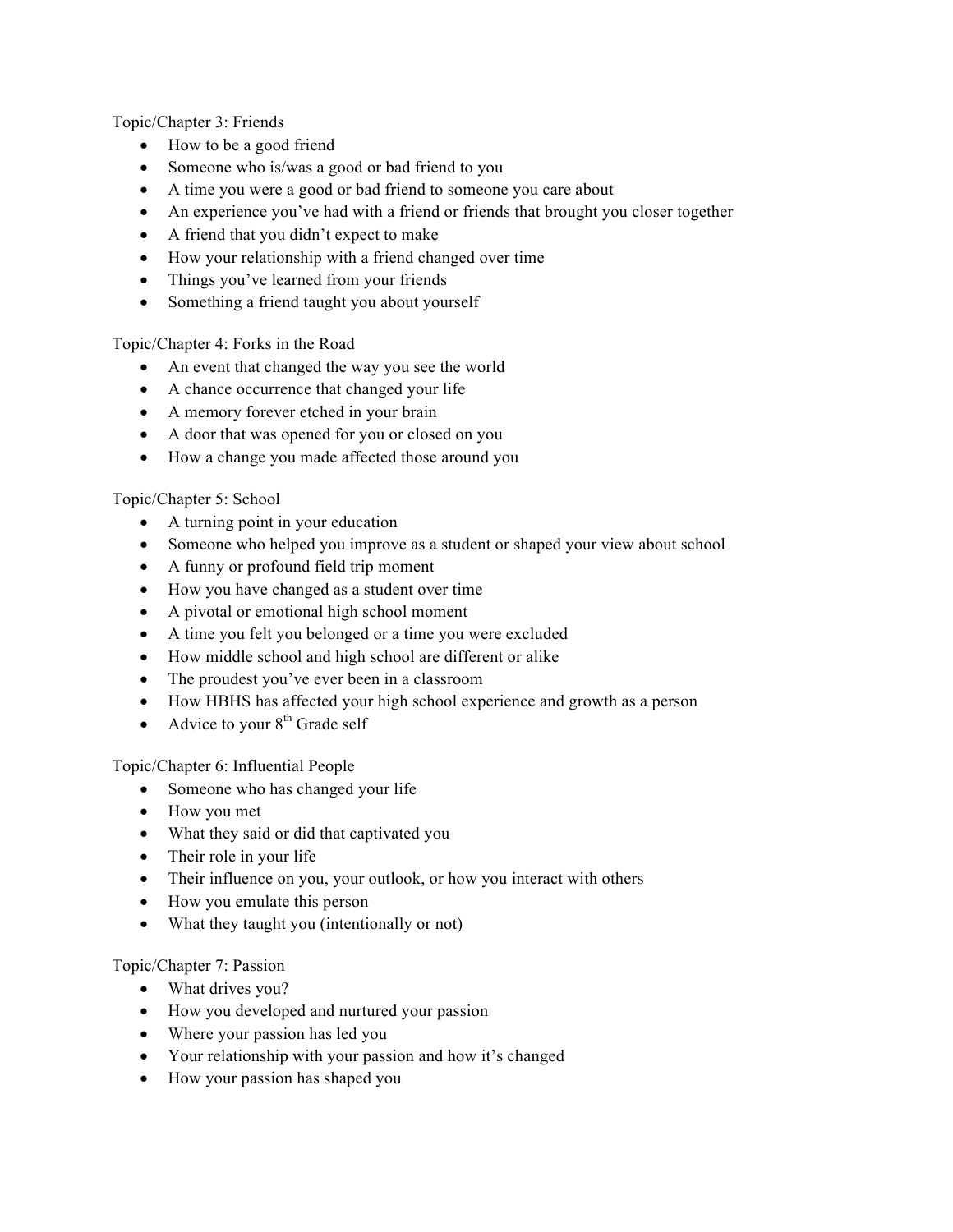Topic/Chapter 3: Friends

- How to be a good friend
- Someone who is/was a good or bad friend to you
- A time you were a good or bad friend to someone you care about
- An experience you've had with a friend or friends that brought you closer together
- A friend that you didn't expect to make
- How your relationship with a friend changed over time
- Things you've learned from your friends
- Something a friend taught you about yourself

Topic/Chapter 4: Forks in the Road

- An event that changed the way you see the world
- A chance occurrence that changed your life
- A memory forever etched in your brain
- A door that was opened for you or closed on you
- How a change you made affected those around you

Topic/Chapter 5: School

- A turning point in your education
- Someone who helped you improve as a student or shaped your view about school
- A funny or profound field trip moment
- How you have changed as a student over time
- A pivotal or emotional high school moment
- A time you felt you belonged or a time you were excluded
- How middle school and high school are different or alike
- The proudest you've ever been in a classroom
- How HBHS has affected your high school experience and growth as a person
- Advice to your 8th Grade self

Topic/Chapter 6: Influential People

- Someone who has changed your life
- How you met
- What they said or did that captivated you
- Their role in your life
- Their influence on you, your outlook, or how you interact with others
- How you emulate this person
- What they taught you (intentionally or not)

Topic/Chapter 7: Passion

- What drives you?
- How you developed and nurtured your passion
- Where your passion has led you
- Your relationship with your passion and how it's changed
- How your passion has shaped you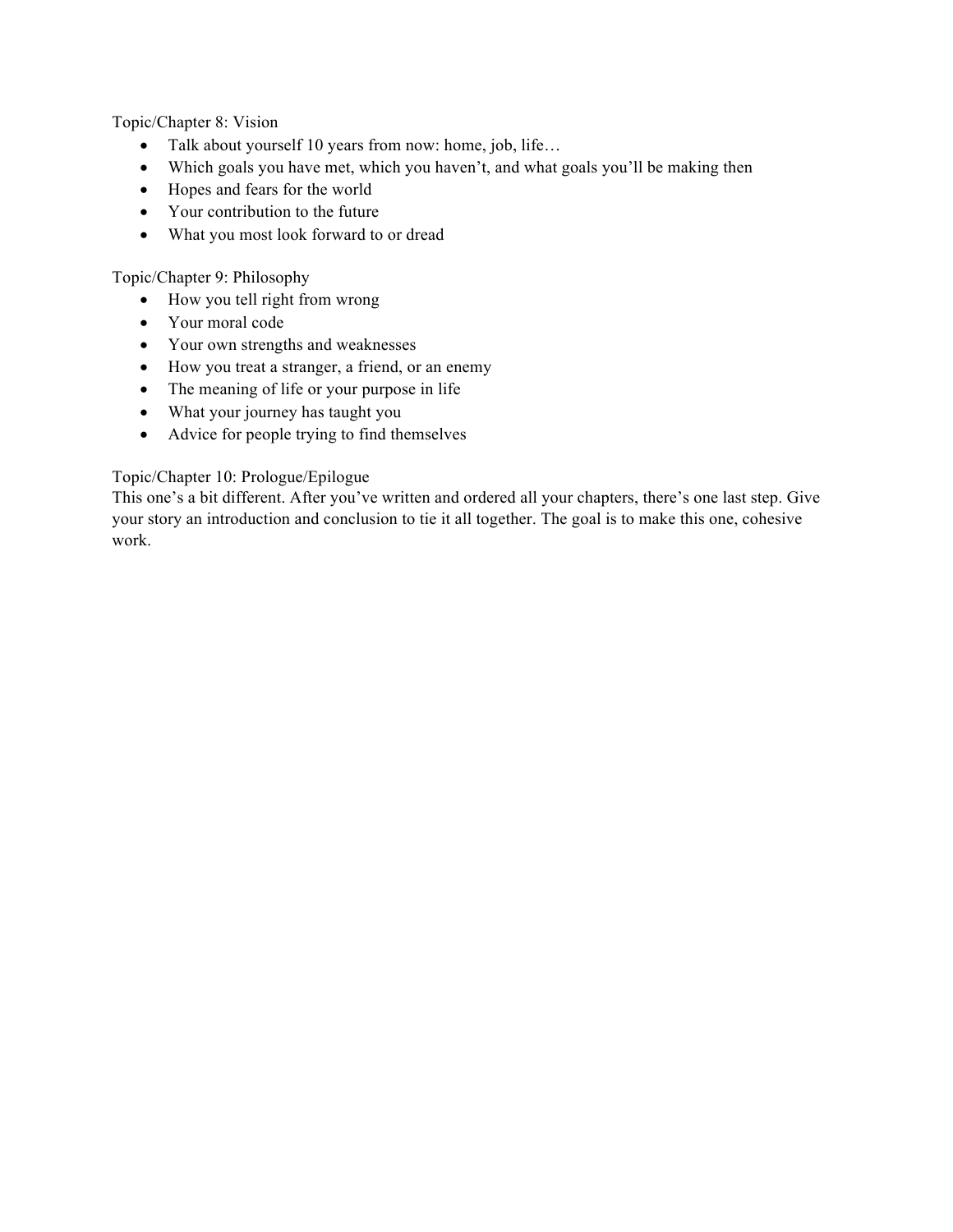Topic/Chapter 8: Vision

- Talk about yourself 10 years from now: home, job, life…
- Which goals you have met, which you haven't, and what goals you'll be making then
- Hopes and fears for the world
- Your contribution to the future
- What you most look forward to or dread

Topic/Chapter 9: Philosophy

- How you tell right from wrong
- Your moral code
- Your own strengths and weaknesses
- How you treat a stranger, a friend, or an enemy
- The meaning of life or your purpose in life
- What your journey has taught you
- Advice for people trying to find themselves

Topic/Chapter 10: Prologue/Epilogue

This one's a bit different. After you've written and ordered all your chapters, there's one last step. Give your story an introduction and conclusion to tie it all together. The goal is to make this one, cohesive work.